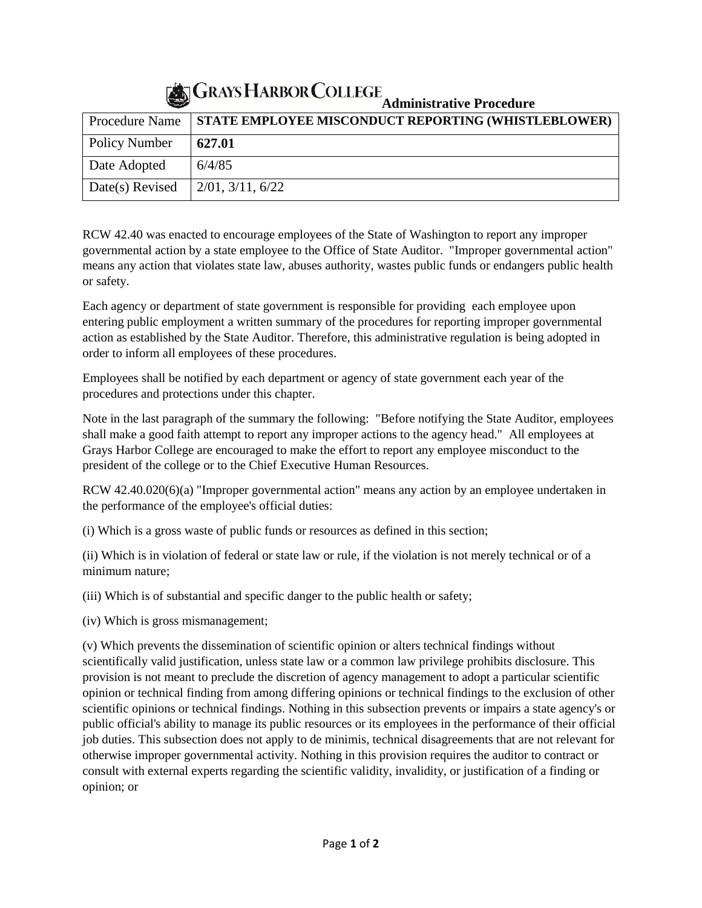# Grays Harbor College Administrative Procedure

| Procedure Name | **STATE EMPLOYEE MISCONDUCT REPORTING (WHISTLEBLOWER)** |
|---|---|
| Policy Number | **627.01** |
| Date Adopted | 6/4/85 |
| Date(s) Revised | 2/01, 3/11, 6/22 |

RCW 42.40 was enacted to encourage employees of the State of Washington to report any improper governmental action by a state employee to the Office of State Auditor. "Improper governmental action" means any action that violates state law, abuses authority, wastes public funds or endangers public health or safety.

Each agency or department of state government is responsible for providing each employee upon entering public employment a written summary of the procedures for reporting improper governmental action as established by the State Auditor. Therefore, this administrative regulation is being adopted in order to inform all employees of these procedures.

Employees shall be notified by each department or agency of state government each year of the procedures and protections under this chapter.

Note in the last paragraph of the summary the following: "Before notifying the State Auditor, employees shall make a good faith attempt to report any improper actions to the agency head." All employees at Grays Harbor College are encouraged to make the effort to report any employee misconduct to the president of the college or to the Chief Executive Human Resources.

RCW 42.40.020(6)(a) "Improper governmental action" means any action by an employee undertaken in the performance of the employee's official duties:

(i) Which is a gross waste of public funds or resources as defined in this section;

(ii) Which is in violation of federal or state law or rule, if the violation is not merely technical or of a minimum nature;

(iii) Which is of substantial and specific danger to the public health or safety;

(iv) Which is gross mismanagement;

(v) Which prevents the dissemination of scientific opinion or alters technical findings without scientifically valid justification, unless state law or a common law privilege prohibits disclosure. This provision is not meant to preclude the discretion of agency management to adopt a particular scientific opinion or technical finding from among differing opinions or technical findings to the exclusion of other scientific opinions or technical findings. Nothing in this subsection prevents or impairs a state agency's or public official's ability to manage its public resources or its employees in the performance of their official job duties. This subsection does not apply to de minimis, technical disagreements that are not relevant for otherwise improper governmental activity. Nothing in this provision requires the auditor to contract or consult with external experts regarding the scientific validity, invalidity, or justification of a finding or opinion; or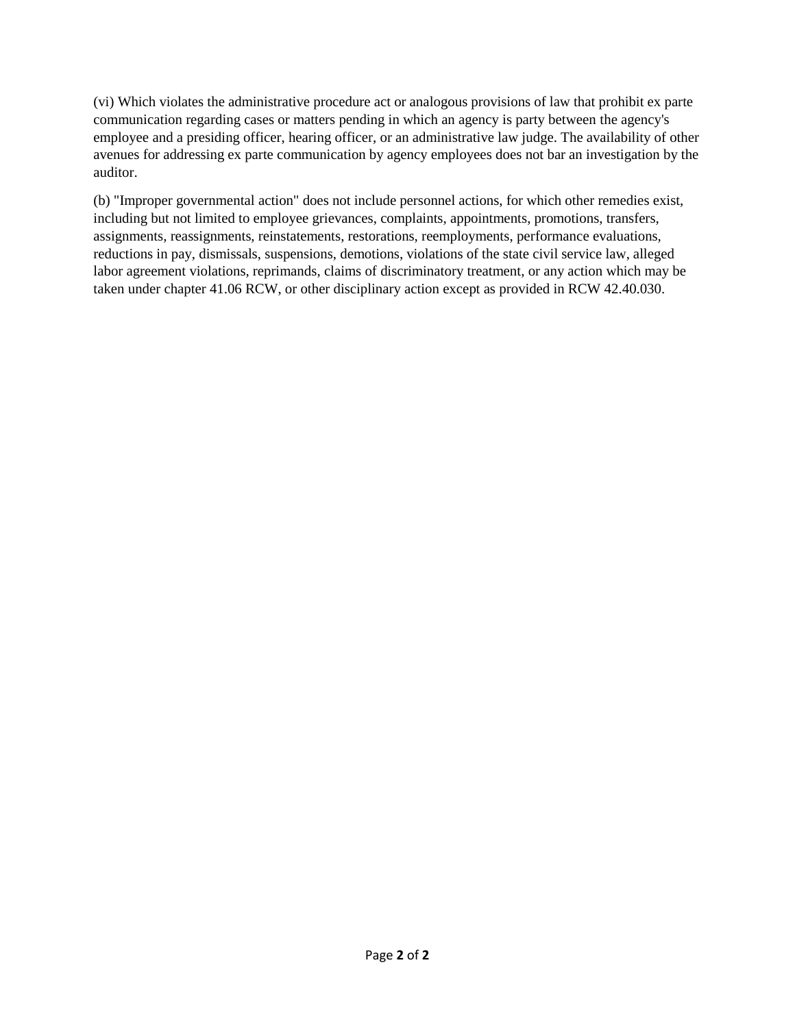(vi) Which violates the administrative procedure act or analogous provisions of law that prohibit ex parte communication regarding cases or matters pending in which an agency is party between the agency's employee and a presiding officer, hearing officer, or an administrative law judge. The availability of other avenues for addressing ex parte communication by agency employees does not bar an investigation by the auditor.

(b) "Improper governmental action" does not include personnel actions, for which other remedies exist, including but not limited to employee grievances, complaints, appointments, promotions, transfers, assignments, reassignments, reinstatements, restorations, reemployments, performance evaluations, reductions in pay, dismissals, suspensions, demotions, violations of the state civil service law, alleged labor agreement violations, reprimands, claims of discriminatory treatment, or any action which may be taken under chapter 41.06 RCW, or other disciplinary action except as provided in RCW 42.40.030.